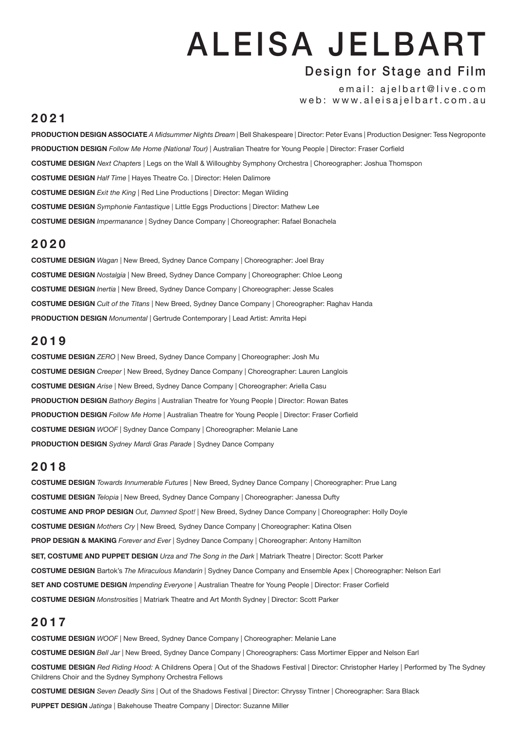# ALEISA JELBART

## Design for Stage and Film

email: ajelbart@live.com
web: www.aleisajelbart.com.au

## 2021

**PRODUCTION DESIGN ASSOCIATE** *A Midsummer Nights Dream* | Bell Shakespeare | Director: Peter Evans | Production Designer: Tess Negroponte

**PRODUCTION DESIGN** *Follow Me Home (National Tour)* | Australian Theatre for Young People | Director: Fraser Corfield

**COSTUME DESIGN** *Next Chapters* | Legs on the Wall & Willoughby Symphony Orchestra | Choreographer: Joshua Thomspon

**COSTUME DESIGN** *Half Time* | Hayes Theatre Co. | Director: Helen Dalimore

**COSTUME DESIGN** *Exit the King* | Red Line Productions | Director: Megan Wilding

**COSTUME DESIGN** *Symphonie Fantastique* | Little Eggs Productions | Director: Mathew Lee

**COSTUME DESIGN** *Impermanance* | Sydney Dance Company | Choreographer: Rafael Bonachela

## 2020

**COSTUME DESIGN** *Wagan* | New Breed, Sydney Dance Company | Choreographer: Joel Bray

**COSTUME DESIGN** *Nostalgia* | New Breed, Sydney Dance Company | Choreographer: Chloe Leong

**COSTUME DESIGN** *Inertia* | New Breed, Sydney Dance Company | Choreographer: Jesse Scales

**COSTUME DESIGN** *Cult of the Titans* | New Breed, Sydney Dance Company | Choreographer: Raghav Handa

**PRODUCTION DESIGN** *Monumental* | Gertrude Contemporary | Lead Artist: Amrita Hepi

## 2019

**COSTUME DESIGN** *ZERO* | New Breed, Sydney Dance Company | Choreographer: Josh Mu

**COSTUME DESIGN** *Creeper* | New Breed, Sydney Dance Company | Choreographer: Lauren Langlois

**COSTUME DESIGN** *Arise* | New Breed, Sydney Dance Company | Choreographer: Ariella Casu

**PRODUCTION DESIGN** *Bathory Begins* | Australian Theatre for Young People | Director: Rowan Bates

**PRODUCTION DESIGN** *Follow Me Home* | Australian Theatre for Young People | Director: Fraser Corfield

**COSTUME DESIGN** *WOOF* | Sydney Dance Company | Choreographer: Melanie Lane

**PRODUCTION DESIGN** *Sydney Mardi Gras Parade* | Sydney Dance Company

## 2018

**COSTUME DESIGN** *Towards Innumerable Futures* | New Breed, Sydney Dance Company | Choreographer: Prue Lang

**COSTUME DESIGN** *Telopia* | New Breed, Sydney Dance Company | Choreographer: Janessa Dufty

**COSTUME AND PROP DESIGN** *Out, Damned Spot!* | New Breed, Sydney Dance Company | Choreographer: Holly Doyle

**COSTUME DESIGN** *Mothers Cry* | New Breed, Sydney Dance Company | Choreographer: Katina Olsen

**PROP DESIGN & MAKING** *Forever and Ever* | Sydney Dance Company | Choreographer: Antony Hamilton

**SET, COSTUME AND PUPPET DESIGN** *Urza and The Song in the Dark* | Matriark Theatre | Director: Scott Parker

**COSTUME DESIGN** Bartok's *The Miraculous Mandarin* | Sydney Dance Company and Ensemble Apex | Choreographer: Nelson Earl

**SET AND COSTUME DESIGN** *Impending Everyone* | Australian Theatre for Young People | Director: Fraser Corfield

**COSTUME DESIGN** *Monstrosities* | Matriark Theatre and Art Month Sydney | Director: Scott Parker

## 2017

**COSTUME DESIGN** *WOOF* | New Breed, Sydney Dance Company | Choreographer: Melanie Lane

**COSTUME DESIGN** *Bell Jar* | New Breed, Sydney Dance Company | Choreographers: Cass Mortimer Eipper and Nelson Earl

**COSTUME DESIGN** *Red Riding Hood:* A Childrens Opera | Out of the Shadows Festival | Director: Christopher Harley | Performed by The Sydney Childrens Choir and the Sydney Symphony Orchestra Fellows

**COSTUME DESIGN** *Seven Deadly Sins* | Out of the Shadows Festival | Director: Chryssy Tintner | Choreographer: Sara Black

**PUPPET DESIGN** *Jatinga* | Bakehouse Theatre Company | Director: Suzanne Miller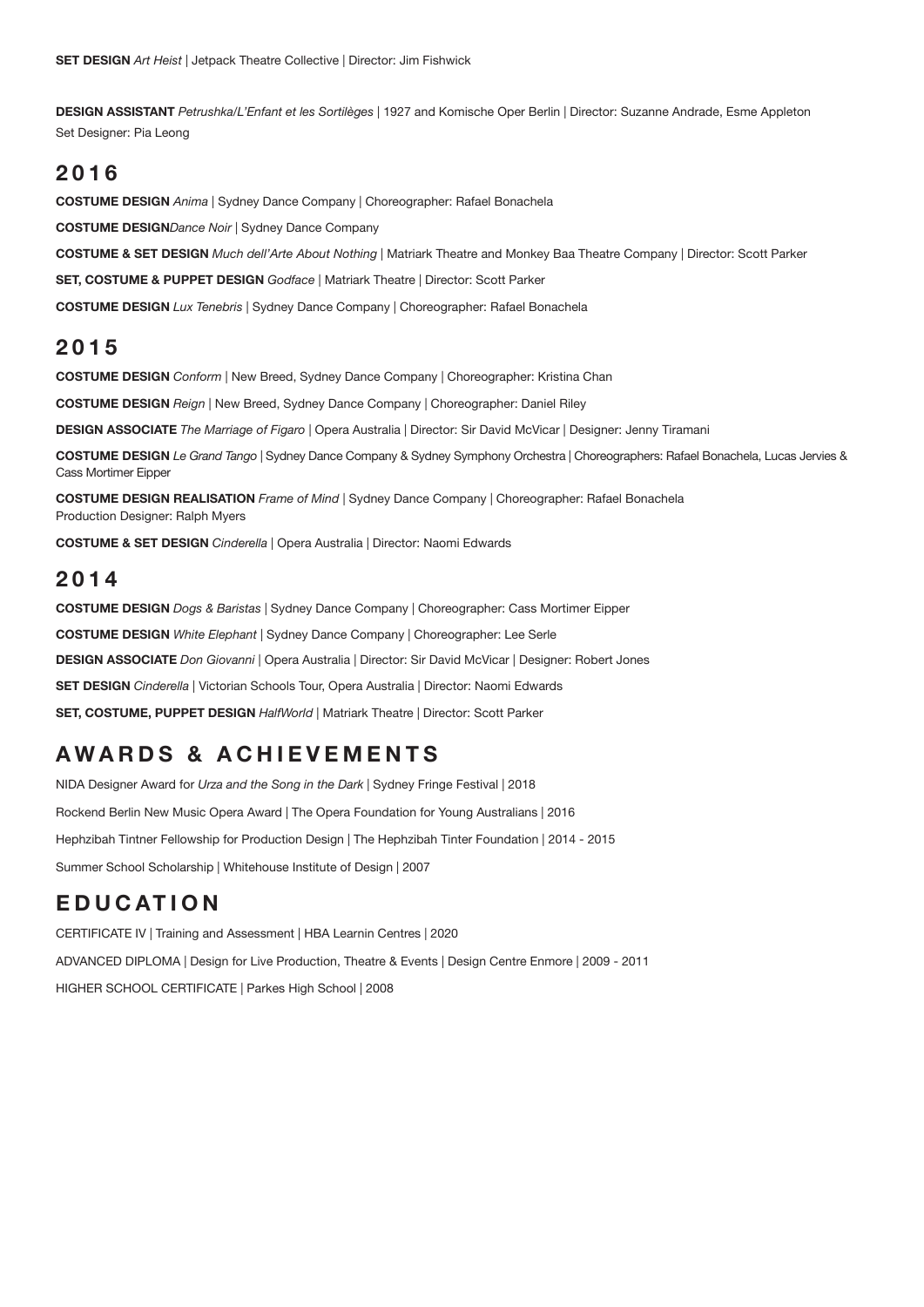**SET DESIGN** *Art Heist* | Jetpack Theatre Collective | Director: Jim Fishwick

**DESIGN ASSISTANT** *Petrushka/L'Enfant et les Sortilèges* | 1927 and Komische Oper Berlin | Director: Suzanne Andrade, Esme Appleton
Set Designer: Pia Leong

## 2016

**COSTUME DESIGN** *Anima* | Sydney Dance Company | Choreographer: Rafael Bonachela

**COSTUME DESIGN***Dance Noir* | Sydney Dance Company

**COSTUME & SET DESIGN** *Much dell'Arte About Nothing* | Matriark Theatre and Monkey Baa Theatre Company | Director: Scott Parker

**SET, COSTUME & PUPPET DESIGN** *Godface* | Matriark Theatre | Director: Scott Parker

**COSTUME DESIGN** *Lux Tenebris* | Sydney Dance Company | Choreographer: Rafael Bonachela

## 2015

**COSTUME DESIGN** *Conform* | New Breed, Sydney Dance Company | Choreographer: Kristina Chan

**COSTUME DESIGN** *Reign* | New Breed, Sydney Dance Company | Choreographer: Daniel Riley

**DESIGN ASSOCIATE** *The Marriage of Figaro* | Opera Australia | Director: Sir David McVicar | Designer: Jenny Tiramani

**COSTUME DESIGN** *Le Grand Tango* | Sydney Dance Company & Sydney Symphony Orchestra | Choreographers: Rafael Bonachela, Lucas Jervies & Cass Mortimer Eipper

**COSTUME DESIGN REALISATION** *Frame of Mind* | Sydney Dance Company | Choreographer: Rafael Bonachela
Production Designer: Ralph Myers

**COSTUME & SET DESIGN** *Cinderella* | Opera Australia | Director: Naomi Edwards

## 2014

**COSTUME DESIGN** *Dogs & Baristas* | Sydney Dance Company | Choreographer: Cass Mortimer Eipper

**COSTUME DESIGN** *White Elephant* | Sydney Dance Company | Choreographer: Lee Serle

**DESIGN ASSOCIATE** *Don Giovanni* | Opera Australia | Director: Sir David McVicar | Designer: Robert Jones

**SET DESIGN** *Cinderella* | Victorian Schools Tour, Opera Australia | Director: Naomi Edwards

**SET, COSTUME, PUPPET DESIGN** *HalfWorld* | Matriark Theatre | Director: Scott Parker

# AWARDS & ACHIEVEMENTS

NIDA Designer Award for *Urza and the Song in the Dark* | Sydney Fringe Festival | 2018

Rockend Berlin New Music Opera Award | The Opera Foundation for Young Australians | 2016

Hephzibah Tintner Fellowship for Production Design | The Hephzibah Tinter Foundation | 2014 - 2015

Summer School Scholarship | Whitehouse Institute of Design | 2007

# EDUCATION

CERTIFICATE IV | Training and Assessment | HBA Learnin Centres | 2020

ADVANCED DIPLOMA | Design for Live Production, Theatre & Events | Design Centre Enmore | 2009 - 2011

HIGHER SCHOOL CERTIFICATE | Parkes High School | 2008